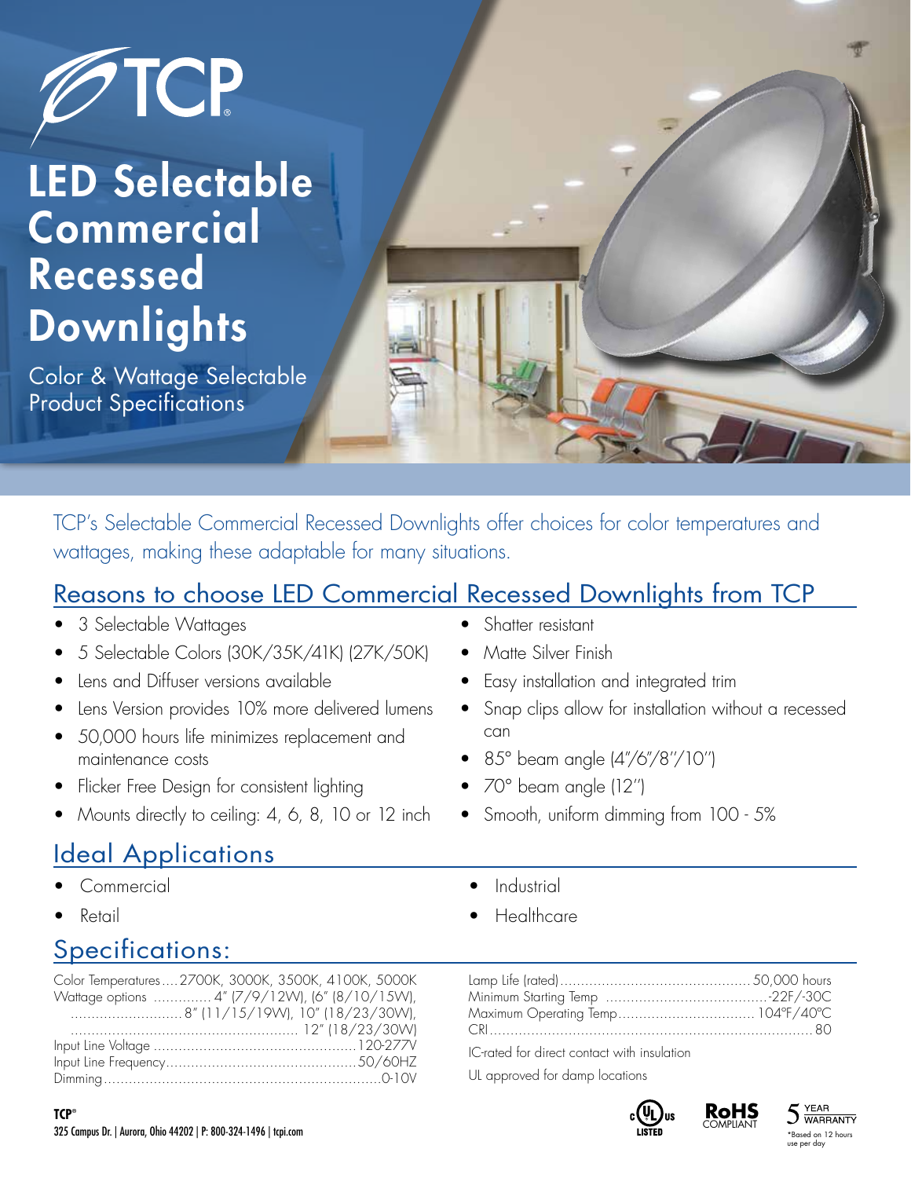# TCP

# LED Selectable Commercial Recessed Downlights

Color & Wattage Selectable
Product Specifications

TCP's Selectable Commercial Recessed Downlights offer choices for color temperatures and wattages, making these adaptable for many situations.

## Reasons to choose LED Commercial Recessed Downlights from TCP

- 3 Selectable Wattages
- 5 Selectable Colors (30K/35K/41K) (27K/50K)
- Lens and Diffuser versions available
- Lens Version provides 10% more delivered lumens
- 50,000 hours life minimizes replacement and maintenance costs
- Flicker Free Design for consistent lighting
- Mounts directly to ceiling: 4, 6, 8, 10 or 12 inch
- Shatter resistant
- Matte Silver Finish
- Easy installation and integrated trim
- Snap clips allow for installation without a recessed can
- 85° beam angle (4"/6"/8"/10")
- 70° beam angle (12")
- Smooth, uniform dimming from 100 - 5%

## Ideal Applications

- Commercial
- Retail
- Industrial
- Healthcare

## Specifications:

| | |
|---|---|
| Color Temperatures | 2700K, 3000K, 3500K, 4100K, 5000K |
| Wattage options | 4" (7/9/12W), (6" (8/10/15W), 8" (11/15/19W), 10" (18/23/30W), 12" (18/23/30W) |
| Input Line Voltage | 120-277V |
| Input Line Frequency | 50/60HZ |
| Dimming | 0-10V |
| Lamp Life (rated) | 50,000 hours |
| Minimum Starting Temp | -22F/-30C |
| Maximum Operating Temp | 104°F/40°C |
| CRI | 80 |

IC-rated for direct contact with insulation

UL approved for damp locations

c UL us LISTED

RoHS COMPLIANT

5 YEAR WARRANTY
*Based on 12 hours use per day

TCP®
325 Campus Dr. | Aurora, Ohio 44202 | P: 800-324-1496 | tcpi.com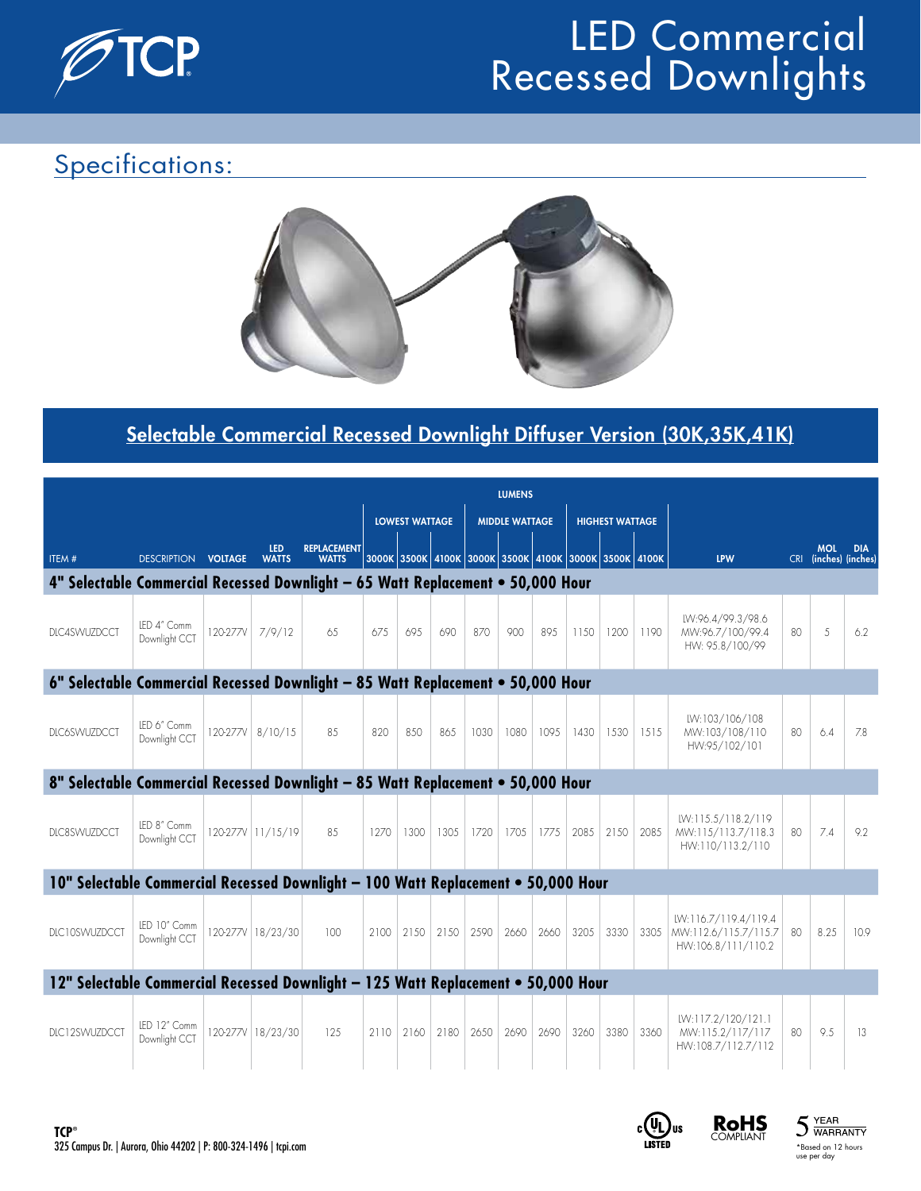# LED Commercial Recessed Downlights

## Specifications:

## Selectable Commercial Recessed Downlight Diffuser Version (30K,35K,41K)

| | | | | | LUMENS | | | | | | | | | | | | |
|---|---|---|---|---|---|---|---|---|---|---|---|---|---|---|---|---|---|
| | | | | | LOWEST WATTAGE | | | MIDDLE WATTAGE | | | HIGHEST WATTAGE | | | | | | |
| ITEM # | DESCRIPTION | VOLTAGE | LED WATTS | REPLACEMENT WATTS | 3000K | 3500K | 4100K | 3000K | 3500K | 4100K | 3000K | 3500K | 4100K | LPW | CRI | MOL (inches) | DIA (inches) |
| **4" Selectable Commercial Recessed Downlight – 65 Watt Replacement • 50,000 Hour** | | | | | | | | | | | | | | | | | |
| DLC4SWUZDCCT | LED 4" Comm Downlight CCT | 120-277V | 7/9/12 | 65 | 675 | 695 | 690 | 870 | 900 | 895 | 1150 | 1200 | 1190 | LW:96.4/99.3/98.6 MW:96.7/100/99.4 HW: 95.8/100/99 | 80 | 5 | 6.2 |
| **6" Selectable Commercial Recessed Downlight – 85 Watt Replacement • 50,000 Hour** | | | | | | | | | | | | | | | | | |
| DLC6SWUZDCCT | LED 6" Comm Downlight CCT | 120-277V | 8/10/15 | 85 | 820 | 850 | 865 | 1030 | 1080 | 1095 | 1430 | 1530 | 1515 | LW:103/106/108 MW:103/108/110 HW:95/102/101 | 80 | 6.4 | 7.8 |
| **8" Selectable Commercial Recessed Downlight – 85 Watt Replacement • 50,000 Hour** | | | | | | | | | | | | | | | | | |
| DLC8SWUZDCCT | LED 8" Comm Downlight CCT | 120-277V | 11/15/19 | 85 | 1270 | 1300 | 1305 | 1720 | 1705 | 1775 | 2085 | 2150 | 2085 | LW:115.5/118.2/119 MW:115/113.7/118.3 HW:110/113.2/110 | 80 | 7.4 | 9.2 |
| **10" Selectable Commercial Recessed Downlight – 100 Watt Replacement • 50,000 Hour** | | | | | | | | | | | | | | | | | |
| DLC10SWUZDCCT | LED 10" Comm Downlight CCT | 120-277V | 18/23/30 | 100 | 2100 | 2150 | 2150 | 2590 | 2660 | 2660 | 3205 | 3330 | 3305 | LW:116.7/119.4/119.4 MW:112.6/115.7/115.7 HW:106.8/111/110.2 | 80 | 8.25 | 10.9 |
| **12" Selectable Commercial Recessed Downlight – 125 Watt Replacement • 50,000 Hour** | | | | | | | | | | | | | | | | | |
| DLC12SWUZDCCT | LED 12" Comm Downlight CCT | 120-277V | 18/23/30 | 125 | 2110 | 2160 | 2180 | 2650 | 2690 | 2690 | 3260 | 3380 | 3360 | LW:117.2/120/121.1 MW:115.2/117/117 HW:108.7/112.7/112 | 80 | 9.5 | 13 |

TCP®
325 Campus Dr. | Aurora, Ohio 44202 | P: 800-324-1496 | tcpi.com

c UL us LISTED

RoHS COMPLIANT

5 YEAR WARRANTY
*Based on 12 hours use per day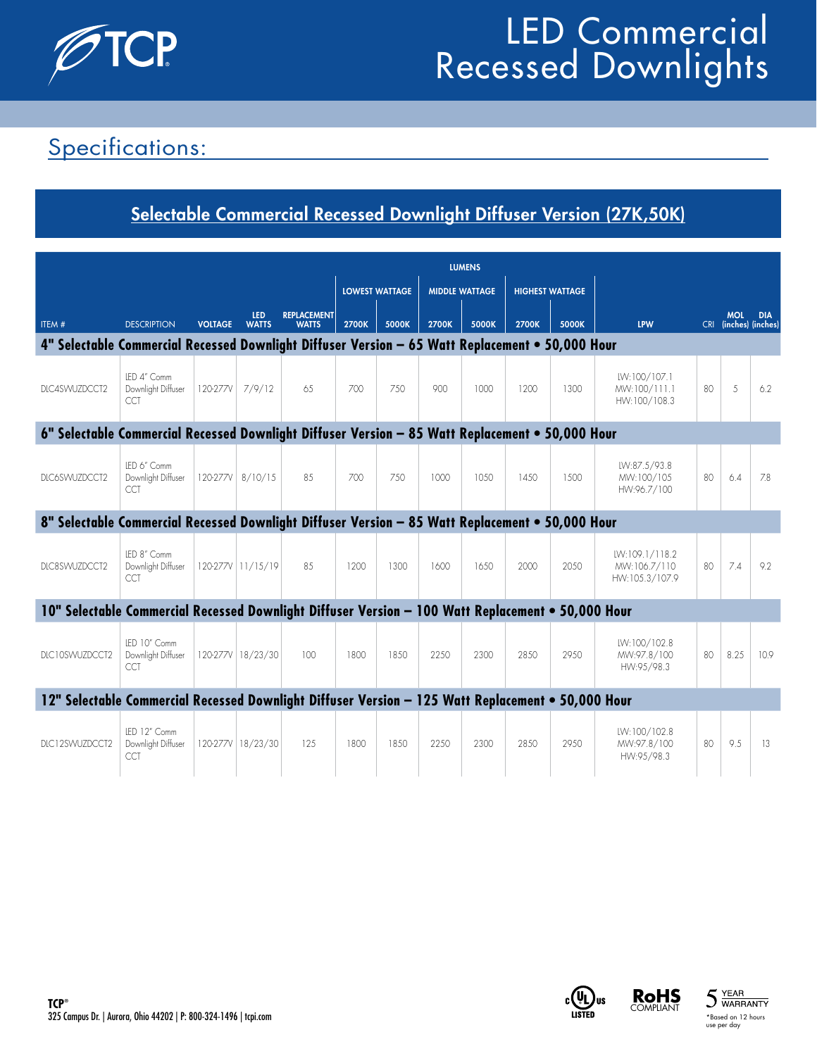# LED Commercial Recessed Downlights

## Specifications:

### Selectable Commercial Recessed Downlight Diffuser Version (27K,50K)

| ITEM # | DESCRIPTION | VOLTAGE | LED WATTS | REPLACEMENT WATTS | LUMENS | | | | | | LPW | CRI | MOL (inches) | DIA (inches) |
|---|---|---|---|---|---|---|---|---|---|---|---|---|---|---|
| | | | | | LOWEST WATTAGE | | MIDDLE WATTAGE | | HIGHEST WATTAGE | | | | | |
| | | | | | 2700K | 5000K | 2700K | 5000K | 2700K | 5000K | | | | |
| **4" Selectable Commercial Recessed Downlight Diffuser Version – 65 Watt Replacement • 50,000 Hour** | | | | | | | | | | | | | | |
| DLC4SWUZDCCT2 | LED 4" Comm Downlight Diffuser CCT | 120-277V | 7/9/12 | 65 | 700 | 750 | 900 | 1000 | 1200 | 1300 | LW:100/107.1 MW:100/111.1 HW:100/108.3 | 80 | 5 | 6.2 |
| **6" Selectable Commercial Recessed Downlight Diffuser Version – 85 Watt Replacement • 50,000 Hour** | | | | | | | | | | | | | | |
| DLC6SWUZDCCT2 | LED 6" Comm Downlight Diffuser CCT | 120-277V | 8/10/15 | 85 | 700 | 750 | 1000 | 1050 | 1450 | 1500 | LW:87.5/93.8 MW:100/105 HW:96.7/100 | 80 | 6.4 | 7.8 |
| **8" Selectable Commercial Recessed Downlight Diffuser Version – 85 Watt Replacement • 50,000 Hour** | | | | | | | | | | | | | | |
| DLC8SWUZDCCT2 | LED 8" Comm Downlight Diffuser CCT | 120-277V | 11/15/19 | 85 | 1200 | 1300 | 1600 | 1650 | 2000 | 2050 | LW:109.1/118.2 MW:106.7/110 HW:105.3/107.9 | 80 | 7.4 | 9.2 |
| **10" Selectable Commercial Recessed Downlight Diffuser Version – 100 Watt Replacement • 50,000 Hour** | | | | | | | | | | | | | | |
| DLC10SWUZDCCT2 | LED 10" Comm Downlight Diffuser CCT | 120-277V | 18/23/30 | 100 | 1800 | 1850 | 2250 | 2300 | 2850 | 2950 | LW:100/102.8 MW:97.8/100 HW:95/98.3 | 80 | 8.25 | 10.9 |
| **12" Selectable Commercial Recessed Downlight Diffuser Version – 125 Watt Replacement • 50,000 Hour** | | | | | | | | | | | | | | |
| DLC12SWUZDCCT2 | LED 12" Comm Downlight Diffuser CCT | 120-277V | 18/23/30 | 125 | 1800 | 1850 | 2250 | 2300 | 2850 | 2950 | LW:100/102.8 MW:97.8/100 HW:95/98.3 | 80 | 9.5 | 13 |

TCP®
325 Campus Dr. | Aurora, Ohio 44202 | P: 800-324-1496 | tcpi.com

c UL us LISTED

RoHS COMPLIANT

5 YEAR WARRANTY
*Based on 12 hours use per day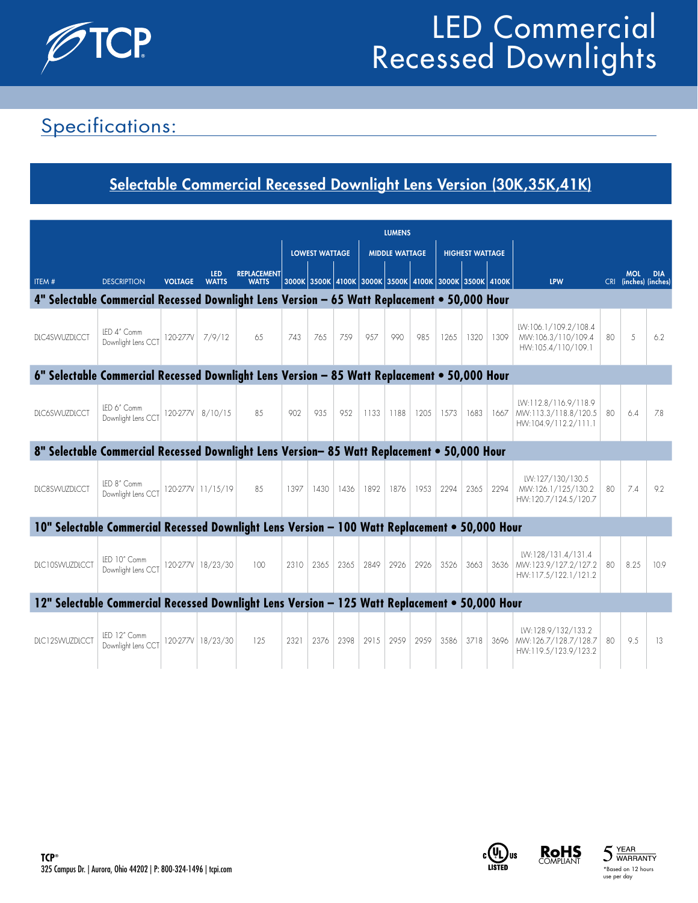# LED Commercial Recessed Downlights

## Specifications:

### Selectable Commercial Recessed Downlight Lens Version (30K,35K,41K)

| ITEM # | DESCRIPTION | VOLTAGE | LED WATTS | REPLACEMENT WATTS | LUMENS | | | | | | | | | LPW | CRI | MOL (inches) | DIA (inches) |
|---|---|---|---|---|---|---|---|---|---|---|---|---|---|---|---|---|---|
| | | | | | LOWEST WATTAGE | | | MIDDLE WATTAGE | | | HIGHEST WATTAGE | | | | | | |
| | | | | | 3000K | 3500K | 4100K | 3000K | 3500K | 4100K | 3000K | 3500K | 4100K | | | | |
| **4" Selectable Commercial Recessed Downlight Lens Version – 65 Watt Replacement • 50,000 Hour** | | | | | | | | | | | | | | | | | |
| DLC4SWUZDLCCT | LED 4" Comm Downlight Lens CCT | 120-277V | 7/9/12 | 65 | 743 | 765 | 759 | 957 | 990 | 985 | 1265 | 1320 | 1309 | LW:106.1/109.2/108.4 MW:106.3/110/109.4 HW:105.4/110/109.1 | 80 | 5 | 6.2 |
| **6" Selectable Commercial Recessed Downlight Lens Version – 85 Watt Replacement • 50,000 Hour** | | | | | | | | | | | | | | | | | |
| DLC6SWUZDLCCT | LED 6" Comm Downlight Lens CCT | 120-277V | 8/10/15 | 85 | 902 | 935 | 952 | 1133 | 1188 | 1205 | 1573 | 1683 | 1667 | LW:112.8/116.9/118.9 MW:113.3/118.8/120.5 HW:104.9/112.2/111.1 | 80 | 6.4 | 7.8 |
| **8" Selectable Commercial Recessed Downlight Lens Version– 85 Watt Replacement • 50,000 Hour** | | | | | | | | | | | | | | | | | |
| DLC8SWUZDLCCT | LED 8" Comm Downlight Lens CCT | 120-277V | 11/15/19 | 85 | 1397 | 1430 | 1436 | 1892 | 1876 | 1953 | 2294 | 2365 | 2294 | LW:127/130/130.5 MW:126.1/125/130.2 HW:120.7/124.5/120.7 | 80 | 7.4 | 9.2 |
| **10" Selectable Commercial Recessed Downlight Lens Version – 100 Watt Replacement • 50,000 Hour** | | | | | | | | | | | | | | | | | |
| DLC10SWUZDLCCT | LED 10" Comm Downlight Lens CCT | 120-277V | 18/23/30 | 100 | 2310 | 2365 | 2365 | 2849 | 2926 | 2926 | 3526 | 3663 | 3636 | LW:128/131.4/131.4 MW:123.9/127.2/127.2 HW:117.5/122.1/121.2 | 80 | 8.25 | 10.9 |
| **12" Selectable Commercial Recessed Downlight Lens Version – 125 Watt Replacement • 50,000 Hour** | | | | | | | | | | | | | | | | | |
| DLC12SWUZDLCCT | LED 12" Comm Downlight Lens CCT | 120-277V | 18/23/30 | 125 | 2321 | 2376 | 2398 | 2915 | 2959 | 2959 | 3586 | 3718 | 3696 | LW:128.9/132/133.2 MW:126.7/128.7/128.7 HW:119.5/123.9/123.2 | 80 | 9.5 | 13 |

TCP®
325 Campus Dr. | Aurora, Ohio 44202 | P: 800-324-1496 | tcpi.com

c UL us LISTED · RoHS COMPLIANT · 5 YEAR WARRANTY

*Based on 12 hours use per day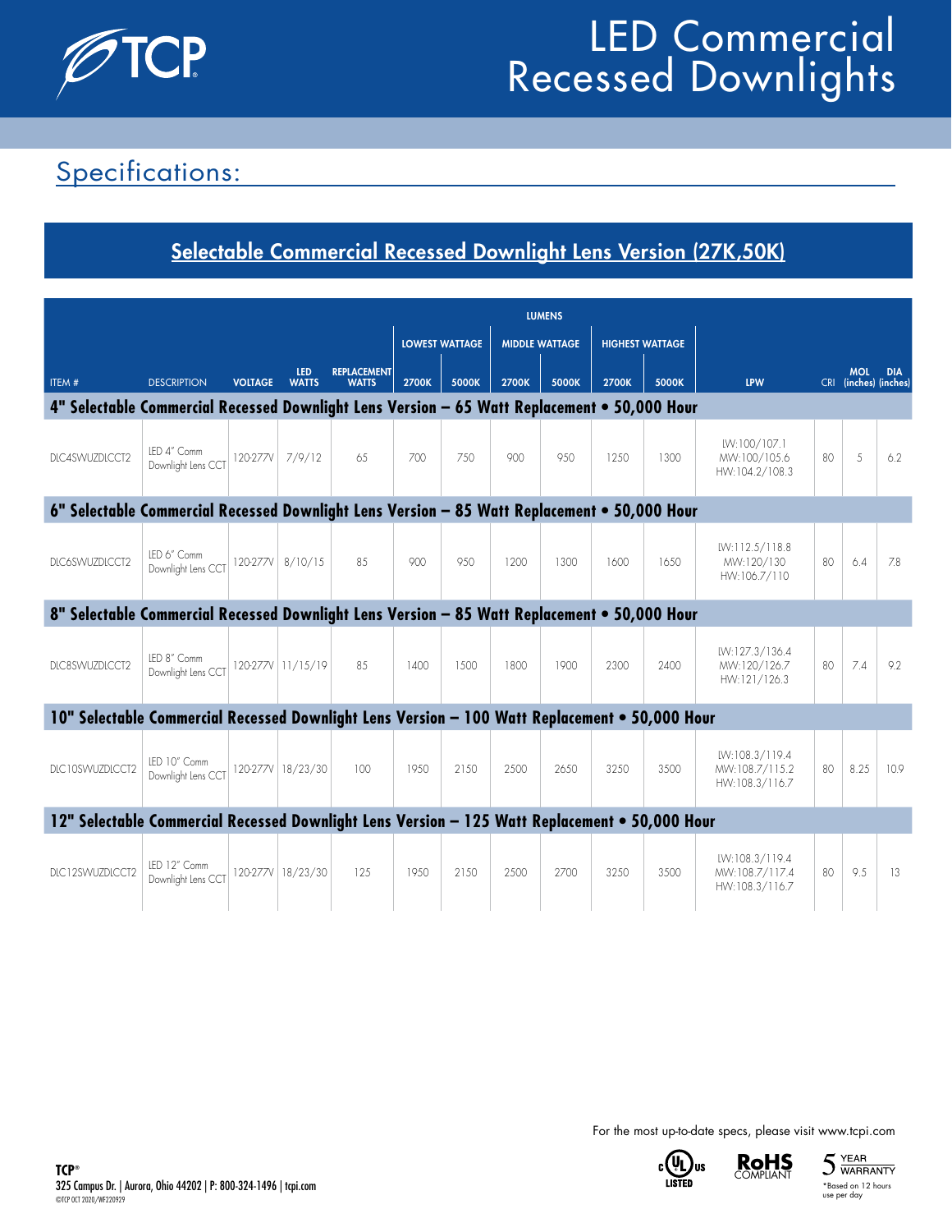# LED Commercial Recessed Downlights

## Specifications:

### Selectable Commercial Recessed Downlight Lens Version (27K,50K)

| ITEM # | DESCRIPTION | VOLTAGE | LED WATTS | REPLACEMENT WATTS | LUMENS | | | | | | LPW | CRI | MOL (inches) | DIA (inches) |
|---|---|---|---|---|---|---|---|---|---|---|---|---|---|---|
| | | | | | LOWEST WATTAGE | | MIDDLE WATTAGE | | HIGHEST WATTAGE | | | | | |
| | | | | | 2700K | 5000K | 2700K | 5000K | 2700K | 5000K | | | | |
| **4" Selectable Commercial Recessed Downlight Lens Version – 65 Watt Replacement • 50,000 Hour** | | | | | | | | | | | | | | |
| DLC4SWUZDLCCT2 | LED 4" Comm Downlight Lens CCT | 120-277V | 7/9/12 | 65 | 700 | 750 | 900 | 950 | 1250 | 1300 | LW:100/107.1 MW:100/105.6 HW:104.2/108.3 | 80 | 5 | 6.2 |
| **6" Selectable Commercial Recessed Downlight Lens Version – 85 Watt Replacement • 50,000 Hour** | | | | | | | | | | | | | | |
| DLC6SWUZDLCCT2 | LED 6" Comm Downlight Lens CCT | 120-277V | 8/10/15 | 85 | 900 | 950 | 1200 | 1300 | 1600 | 1650 | LW:112.5/118.8 MW:120/130 HW:106.7/110 | 80 | 6.4 | 7.8 |
| **8" Selectable Commercial Recessed Downlight Lens Version – 85 Watt Replacement • 50,000 Hour** | | | | | | | | | | | | | | |
| DLC8SWUZDLCCT2 | LED 8" Comm Downlight Lens CCT | 120-277V | 11/15/19 | 85 | 1400 | 1500 | 1800 | 1900 | 2300 | 2400 | LW:127.3/136.4 MW:120/126.7 HW:121/126.3 | 80 | 7.4 | 9.2 |
| **10" Selectable Commercial Recessed Downlight Lens Version – 100 Watt Replacement • 50,000 Hour** | | | | | | | | | | | | | | |
| DLC10SWUZDLCCT2 | LED 10" Comm Downlight Lens CCT | 120-277V | 18/23/30 | 100 | 1950 | 2150 | 2500 | 2650 | 3250 | 3500 | LW:108.3/119.4 MW:108.7/115.2 HW:108.3/116.7 | 80 | 8.25 | 10.9 |
| **12" Selectable Commercial Recessed Downlight Lens Version – 125 Watt Replacement • 50,000 Hour** | | | | | | | | | | | | | | |
| DLC12SWUZDLCCT2 | LED 12" Comm Downlight Lens CCT | 120-277V | 18/23/30 | 125 | 1950 | 2150 | 2500 | 2700 | 3250 | 3500 | LW:108.3/119.4 MW:108.7/117.4 HW:108.3/116.7 | 80 | 9.5 | 13 |

For the most up-to-date specs, please visit www.tcpi.com

c UL us LISTED

RoHS COMPLIANT

5 YEAR WARRANTY
*Based on 12 hours use per day

TCP®
325 Campus Dr. | Aurora, Ohio 44202 | P: 800-324-1496 | tcpi.com
©TCP OCT 2020/WF220929